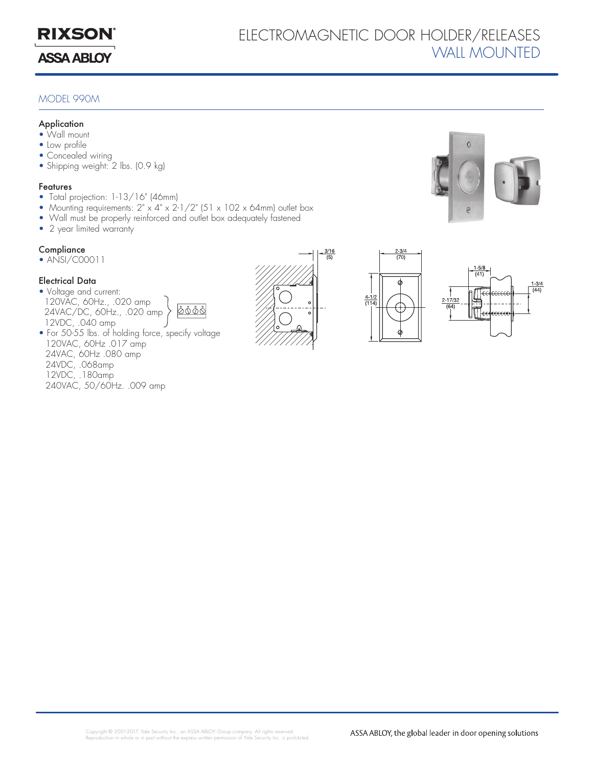RIXSON

ASSA ABLOY

# ELECTROMAGNETIC DOOR HOLDER/RELEASES
## WALL MOUNTED

### MODEL 990M

**Application**
- Wall mount
- Low profile
- Concealed wiring
- Shipping weight: 2 lbs. (0.9 kg)

**Features**
- Total projection: 1-13/16" (46mm)
- Mounting requirements: 2" x 4" x 2-1/2" (51 x 102 x 64mm) outlet box
- Wall must be properly reinforced and outlet box adequately fastened
- 2 year limited warranty

**Compliance**
- ANSI/C00011

**Electrical Data**
- Voltage and current:
  - 120VAC, 60Hz., .020 amp
  - 24VAC/DC, 60Hz., .020 amp
  - 12VDC, .040 amp
- For 50-55 lbs. of holding force, specify voltage
  - 120VAC, 60Hz .017 amp
  - 24VAC, 60Hz .080 amp
  - 24VDC, .068amp
  - 12VDC, .180amp
  - 240VAC, 50/60Hz. .009 amp

3/16 (5)

2-3/4 (70)

4-1/2 (114)

1-5/8 (41)

2-17/32 (64)

1-3/4 (44)

Copyright © 2001-2017, Yale Security Inc., an ASSA ABLOY Group company. All rights reserved.
Reproduction in whole or in part without the express written permission of Yale Security Inc. is prohibited.

ASSA ABLOY, the global leader in door opening solutions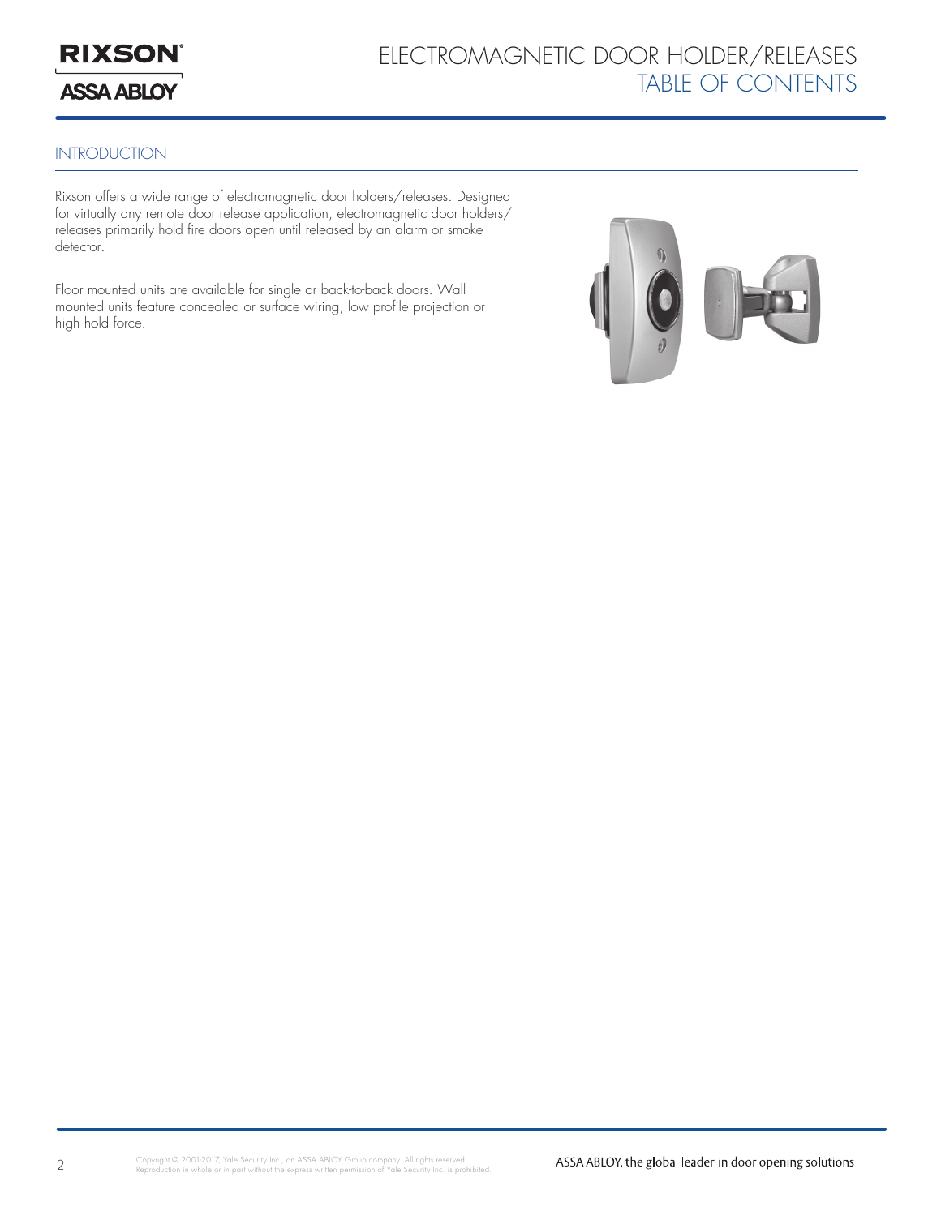# ELECTROMAGNETIC DOOR HOLDER/RELEASES
## TABLE OF CONTENTS

### INTRODUCTION

Rixson offers a wide range of electromagnetic door holders/releases. Designed for virtually any remote door release application, electromagnetic door holders/releases primarily hold fire doors open until released by an alarm or smoke detector.

Floor mounted units are available for single or back-to-back doors. Wall mounted units feature concealed or surface wiring, low profile projection or high hold force.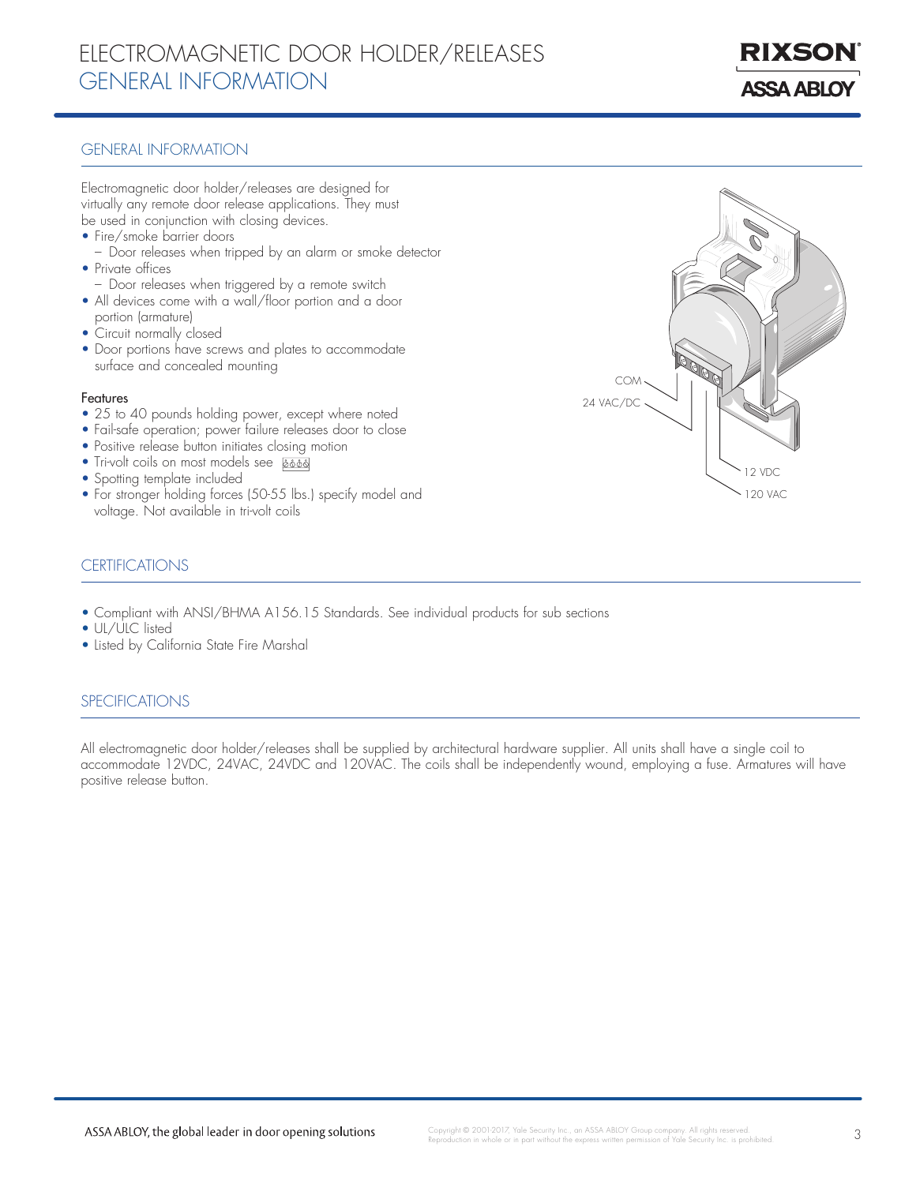# ELECTROMAGNETIC DOOR HOLDER/RELEASES
## GENERAL INFORMATION

### GENERAL INFORMATION

Electromagnetic door holder/releases are designed for virtually any remote door release applications. They must be used in conjunction with closing devices.

- Fire/smoke barrier doors
  - Door releases when tripped by an alarm or smoke detector
- Private offices
  - Door releases when triggered by a remote switch
- All devices come with a wall/floor portion and a door portion (armature)
- Circuit normally closed
- Door portions have screws and plates to accommodate surface and concealed mounting

COM
24 VAC/DC
12 VDC
120 VAC

**Features**

- 25 to 40 pounds holding power, except where noted
- Fail-safe operation; power failure releases door to close
- Positive release button initiates closing motion
- Tri-volt coils on most models see
- Spotting template included
- For stronger holding forces (50-55 lbs.) specify model and voltage. Not available in tri-volt coils

### CERTIFICATIONS

- Compliant with ANSI/BHMA A156.15 Standards. See individual products for sub sections
- UL/ULC listed
- Listed by California State Fire Marshal

### SPECIFICATIONS

All electromagnetic door holder/releases shall be supplied by architectural hardware supplier. All units shall have a single coil to accommodate 12VDC, 24VAC, 24VDC and 120VAC. The coils shall be independently wound, employing a fuse. Armatures will have positive release button.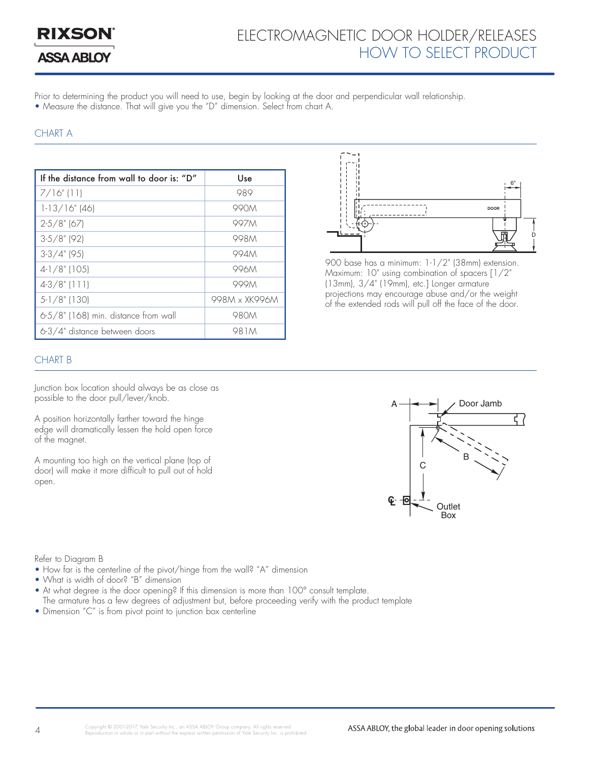# ELECTROMAGNETIC DOOR HOLDER/RELEASES
## HOW TO SELECT PRODUCT

Prior to determining the product you will need to use, begin by looking at the door and perpendicular wall relationship.

- Measure the distance. That will give you the "D" dimension. Select from chart A.

### CHART A

| If the distance from wall to door is: "D" | Use |
|---|---|
| 7/16" (11) | 989 |
| 1-13/16" (46) | 990M |
| 2-5/8" (67) | 997M |
| 3-5/8" (92) | 998M |
| 3-3/4" (95) | 994M |
| 4-1/8" (105) | 996M |
| 4-3/8" (111) | 999M |
| 5-1/8" (130) | 998M x XK996M |
| 6-5/8" (168) min. distance from wall | 980M |
| 6-3/4" distance between doors | 981M |

6"

DOOR

D

900 base has a minimum: 1-1/2" (38mm) extension. Maximum: 10" using combination of spacers [1/2" (13mm), 3/4" (19mm), etc.] Longer armature projections may encourage abuse and/or the weight of the extended rods will pull off the face of the door.

### CHART B

Junction box location should always be as close as possible to the door pull/lever/knob.

A position horizontally farther toward the hinge edge will dramatically lessen the hold open force of the magnet.

A mounting too high on the vertical plane (top of door) will make it more difficult to pull out of hold open.

A

Door Jamb

B

C

℄

Outlet Box

Refer to Diagram B

- How far is the centerline of the pivot/hinge from the wall? "A" dimension
- What is width of door? "B" dimension
- At what degree is the door opening? If this dimension is more than 100° consult template. The armature has a few degrees of adjustment but, before proceeding verify with the product template
- Dimension "C" is from pivot point to junction box centerline

Copyright © 2001-2017, Yale Security Inc., an ASSA ABLOY Group company. All rights reserved. Reproduction in whole or in part without the express written permission of Yale Security Inc. is prohibited.